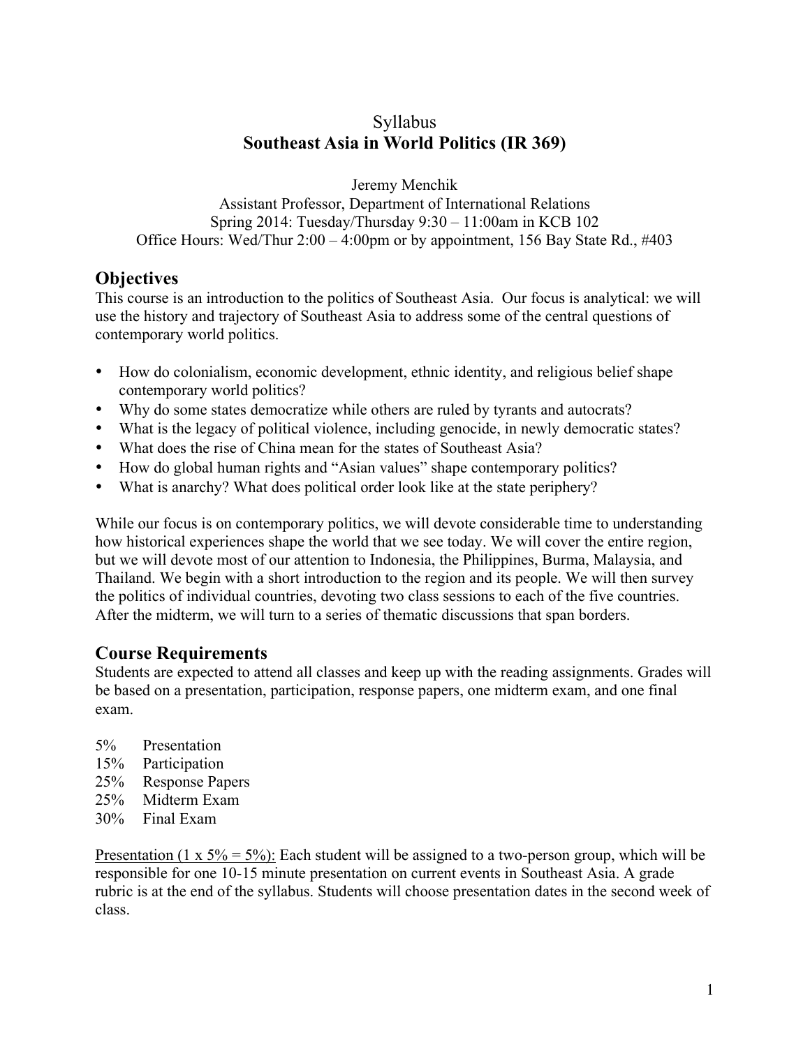# Syllabus
## Southeast Asia in World Politics (IR 369)

Jeremy Menchik
Assistant Professor, Department of International Relations
Spring 2014: Tuesday/Thursday 9:30 – 11:00am in KCB 102
Office Hours: Wed/Thur 2:00 – 4:00pm or by appointment, 156 Bay State Rd., #403

## Objectives

This course is an introduction to the politics of Southeast Asia. Our focus is analytical: we will use the history and trajectory of Southeast Asia to address some of the central questions of contemporary world politics.

- How do colonialism, economic development, ethnic identity, and religious belief shape contemporary world politics?
- Why do some states democratize while others are ruled by tyrants and autocrats?
- What is the legacy of political violence, including genocide, in newly democratic states?
- What does the rise of China mean for the states of Southeast Asia?
- How do global human rights and "Asian values" shape contemporary politics?
- What is anarchy? What does political order look like at the state periphery?

While our focus is on contemporary politics, we will devote considerable time to understanding how historical experiences shape the world that we see today. We will cover the entire region, but we will devote most of our attention to Indonesia, the Philippines, Burma, Malaysia, and Thailand. We begin with a short introduction to the region and its people. We will then survey the politics of individual countries, devoting two class sessions to each of the five countries. After the midterm, we will turn to a series of thematic discussions that span borders.

## Course Requirements

Students are expected to attend all classes and keep up with the reading assignments. Grades will be based on a presentation, participation, response papers, one midterm exam, and one final exam.

5% Presentation
15% Participation
25% Response Papers
25% Midterm Exam
30% Final Exam

Presentation (1 x 5% = 5%): Each student will be assigned to a two-person group, which will be responsible for one 10-15 minute presentation on current events in Southeast Asia. A grade rubric is at the end of the syllabus. Students will choose presentation dates in the second week of class.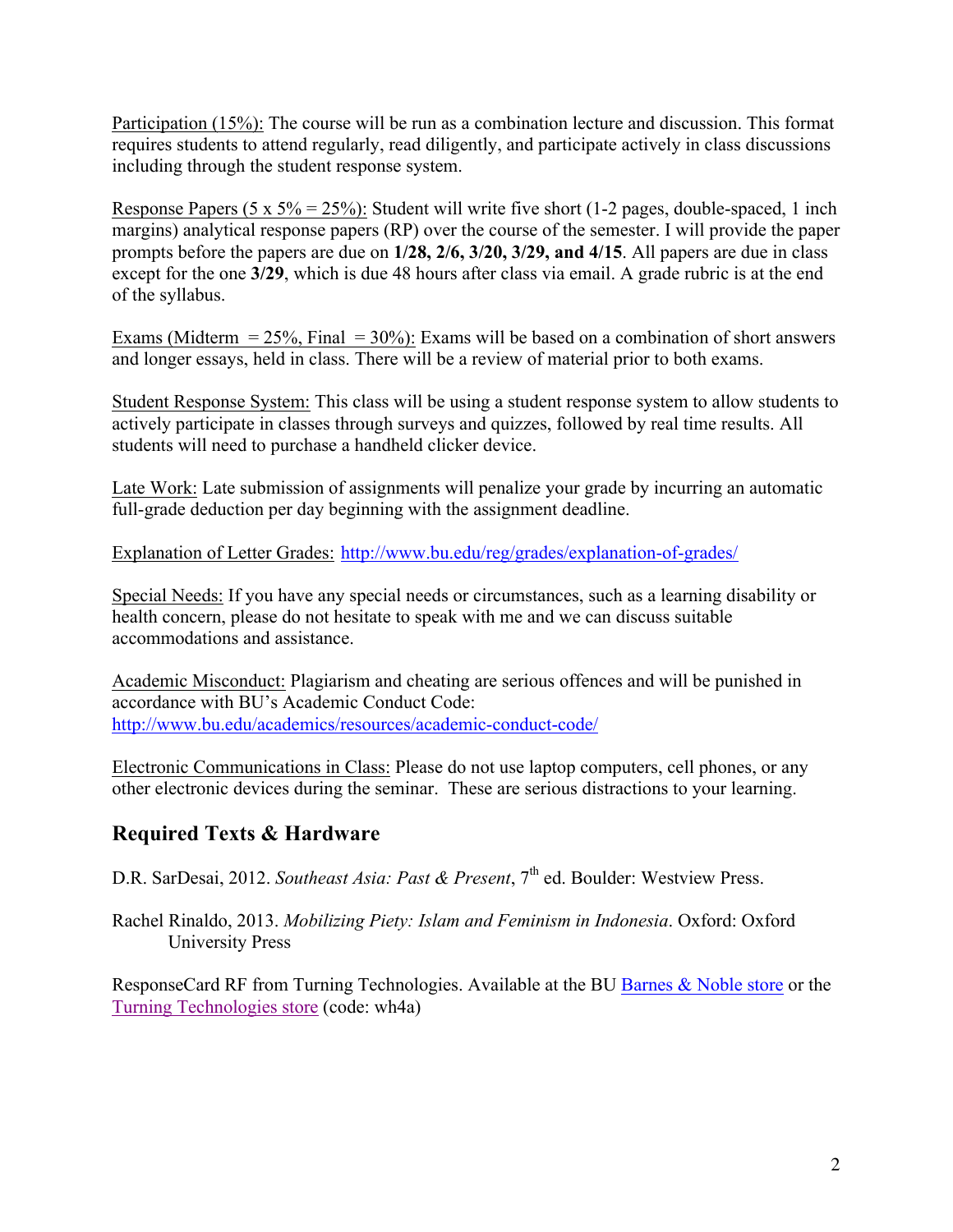Participation (15%): The course will be run as a combination lecture and discussion. This format requires students to attend regularly, read diligently, and participate actively in class discussions including through the student response system.

Response Papers (5 x 5% = 25%): Student will write five short (1-2 pages, double-spaced, 1 inch margins) analytical response papers (RP) over the course of the semester. I will provide the paper prompts before the papers are due on **1/28, 2/6, 3/20, 3/29, and 4/15**. All papers are due in class except for the one **3/29**, which is due 48 hours after class via email. A grade rubric is at the end of the syllabus.

Exams (Midterm = 25%, Final = 30%): Exams will be based on a combination of short answers and longer essays, held in class. There will be a review of material prior to both exams.

Student Response System: This class will be using a student response system to allow students to actively participate in classes through surveys and quizzes, followed by real time results. All students will need to purchase a handheld clicker device.

Late Work: Late submission of assignments will penalize your grade by incurring an automatic full-grade deduction per day beginning with the assignment deadline.

Explanation of Letter Grades: http://www.bu.edu/reg/grades/explanation-of-grades/

Special Needs: If you have any special needs or circumstances, such as a learning disability or health concern, please do not hesitate to speak with me and we can discuss suitable accommodations and assistance.

Academic Misconduct: Plagiarism and cheating are serious offences and will be punished in accordance with BU's Academic Conduct Code: http://www.bu.edu/academics/resources/academic-conduct-code/

Electronic Communications in Class: Please do not use laptop computers, cell phones, or any other electronic devices during the seminar. These are serious distractions to your learning.

## Required Texts & Hardware

D.R. SarDesai, 2012. *Southeast Asia: Past & Present*, 7th ed. Boulder: Westview Press.

Rachel Rinaldo, 2013. *Mobilizing Piety: Islam and Feminism in Indonesia*. Oxford: Oxford University Press

ResponseCard RF from Turning Technologies. Available at the BU Barnes & Noble store or the Turning Technologies store (code: wh4a)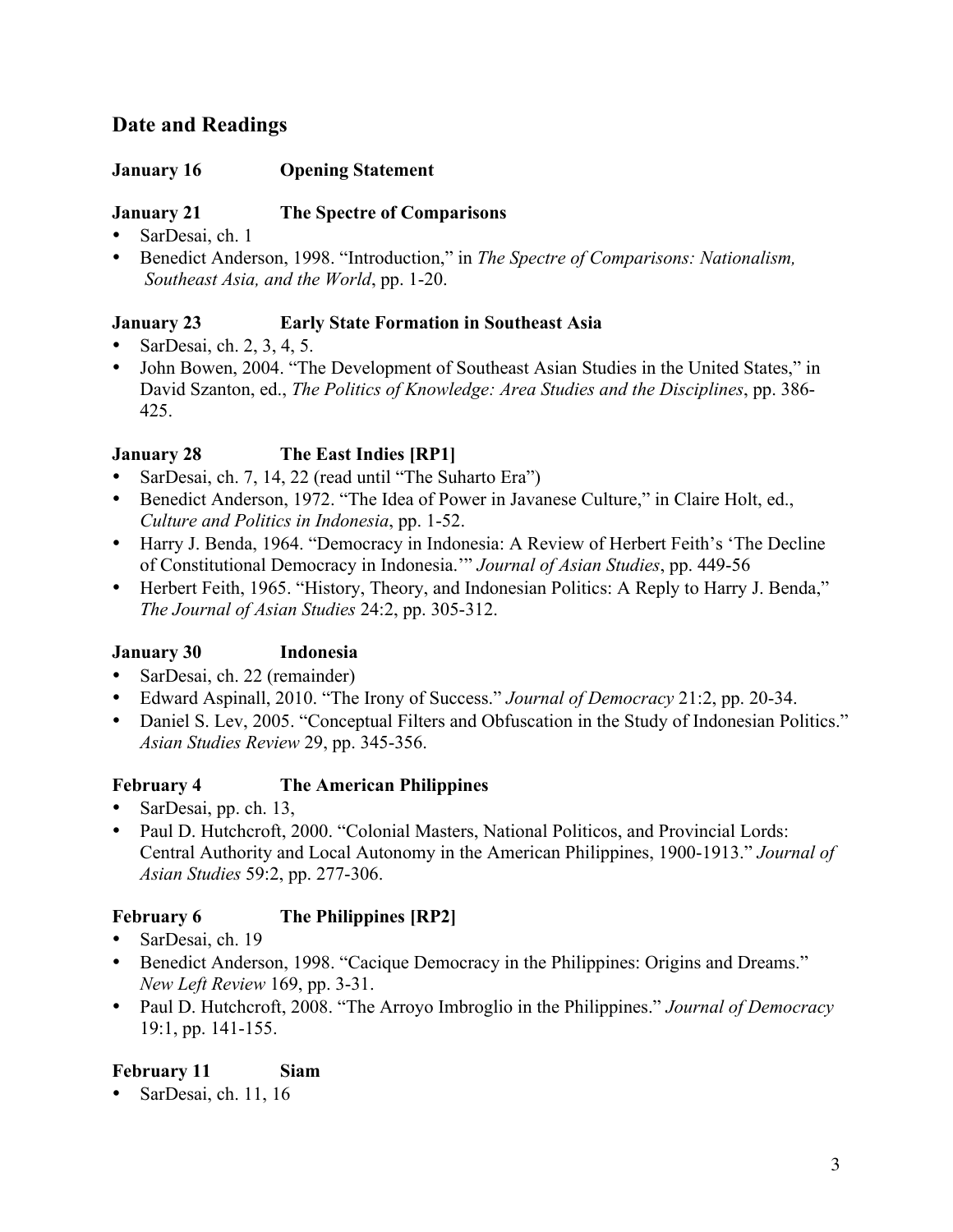## Date and Readings

### January 16 Opening Statement

### January 21 The Spectre of Comparisons

- SarDesai, ch. 1
- Benedict Anderson, 1998. "Introduction," in *The Spectre of Comparisons: Nationalism, Southeast Asia, and the World*, pp. 1-20.

### January 23 Early State Formation in Southeast Asia

- SarDesai, ch. 2, 3, 4, 5.
- John Bowen, 2004. "The Development of Southeast Asian Studies in the United States," in David Szanton, ed., *The Politics of Knowledge: Area Studies and the Disciplines*, pp. 386-425.

### January 28 The East Indies [RP1]

- SarDesai, ch. 7, 14, 22 (read until "The Suharto Era")
- Benedict Anderson, 1972. "The Idea of Power in Javanese Culture," in Claire Holt, ed., *Culture and Politics in Indonesia*, pp. 1-52.
- Harry J. Benda, 1964. "Democracy in Indonesia: A Review of Herbert Feith's 'The Decline of Constitutional Democracy in Indonesia.'" *Journal of Asian Studies*, pp. 449-56
- Herbert Feith, 1965. "History, Theory, and Indonesian Politics: A Reply to Harry J. Benda," *The Journal of Asian Studies* 24:2, pp. 305-312.

### January 30 Indonesia

- SarDesai, ch. 22 (remainder)
- Edward Aspinall, 2010. "The Irony of Success." *Journal of Democracy* 21:2, pp. 20-34.
- Daniel S. Lev, 2005. "Conceptual Filters and Obfuscation in the Study of Indonesian Politics." *Asian Studies Review* 29, pp. 345-356.

### February 4 The American Philippines

- SarDesai, pp. ch. 13,
- Paul D. Hutchcroft, 2000. "Colonial Masters, National Politicos, and Provincial Lords: Central Authority and Local Autonomy in the American Philippines, 1900-1913." *Journal of Asian Studies* 59:2, pp. 277-306.

### February 6 The Philippines [RP2]

- SarDesai, ch. 19
- Benedict Anderson, 1998. "Cacique Democracy in the Philippines: Origins and Dreams." *New Left Review* 169, pp. 3-31.
- Paul D. Hutchcroft, 2008. "The Arroyo Imbroglio in the Philippines." *Journal of Democracy* 19:1, pp. 141-155.

### February 11 Siam

- SarDesai, ch. 11, 16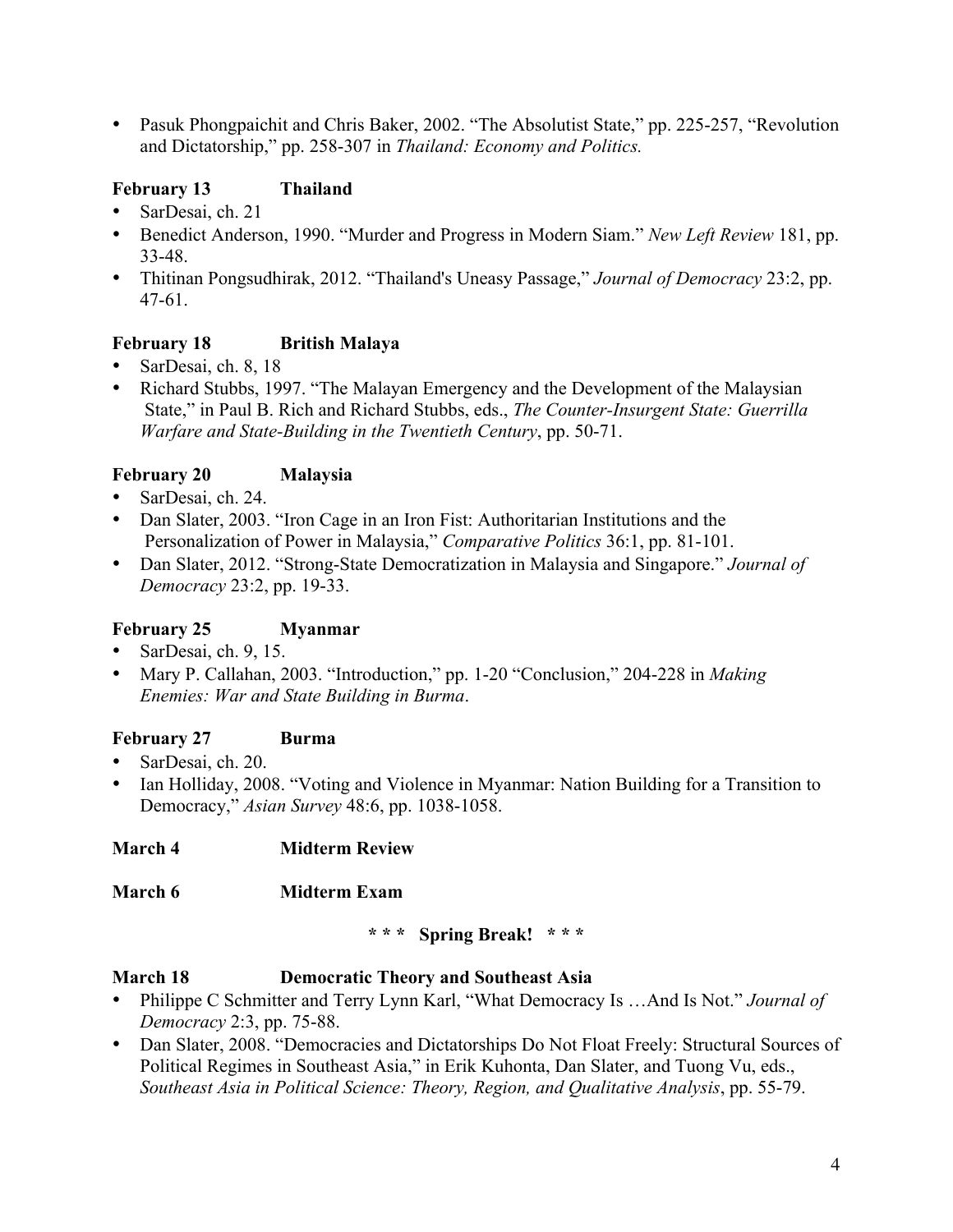- Pasuk Phongpaichit and Chris Baker, 2002. "The Absolutist State," pp. 225-257, "Revolution and Dictatorship," pp. 258-307 in *Thailand: Economy and Politics.*

**February 13 Thailand**

- SarDesai, ch. 21
- Benedict Anderson, 1990. "Murder and Progress in Modern Siam." *New Left Review* 181, pp. 33-48.
- Thitinan Pongsudhirak, 2012. "Thailand's Uneasy Passage," *Journal of Democracy* 23:2, pp. 47-61.

**February 18 British Malaya**

- SarDesai, ch. 8, 18
- Richard Stubbs, 1997. "The Malayan Emergency and the Development of the Malaysian State," in Paul B. Rich and Richard Stubbs, eds., *The Counter-Insurgent State: Guerrilla Warfare and State-Building in the Twentieth Century*, pp. 50-71.

**February 20 Malaysia**

- SarDesai, ch. 24.
- Dan Slater, 2003. "Iron Cage in an Iron Fist: Authoritarian Institutions and the Personalization of Power in Malaysia," *Comparative Politics* 36:1, pp. 81-101.
- Dan Slater, 2012. "Strong-State Democratization in Malaysia and Singapore." *Journal of Democracy* 23:2, pp. 19-33.

**February 25 Myanmar**

- SarDesai, ch. 9, 15.
- Mary P. Callahan, 2003. "Introduction," pp. 1-20 "Conclusion," 204-228 in *Making Enemies: War and State Building in Burma*.

**February 27 Burma**

- SarDesai, ch. 20.
- Ian Holliday, 2008. "Voting and Violence in Myanmar: Nation Building for a Transition to Democracy," *Asian Survey* 48:6, pp. 1038-1058.

**March 4 Midterm Review**

**March 6 Midterm Exam**

**\* \* \* Spring Break! \* \* \***

**March 18 Democratic Theory and Southeast Asia**

- Philippe C Schmitter and Terry Lynn Karl, "What Democracy Is …And Is Not." *Journal of Democracy* 2:3, pp. 75-88.
- Dan Slater, 2008. "Democracies and Dictatorships Do Not Float Freely: Structural Sources of Political Regimes in Southeast Asia," in Erik Kuhonta, Dan Slater, and Tuong Vu, eds., *Southeast Asia in Political Science: Theory, Region, and Qualitative Analysis*, pp. 55-79.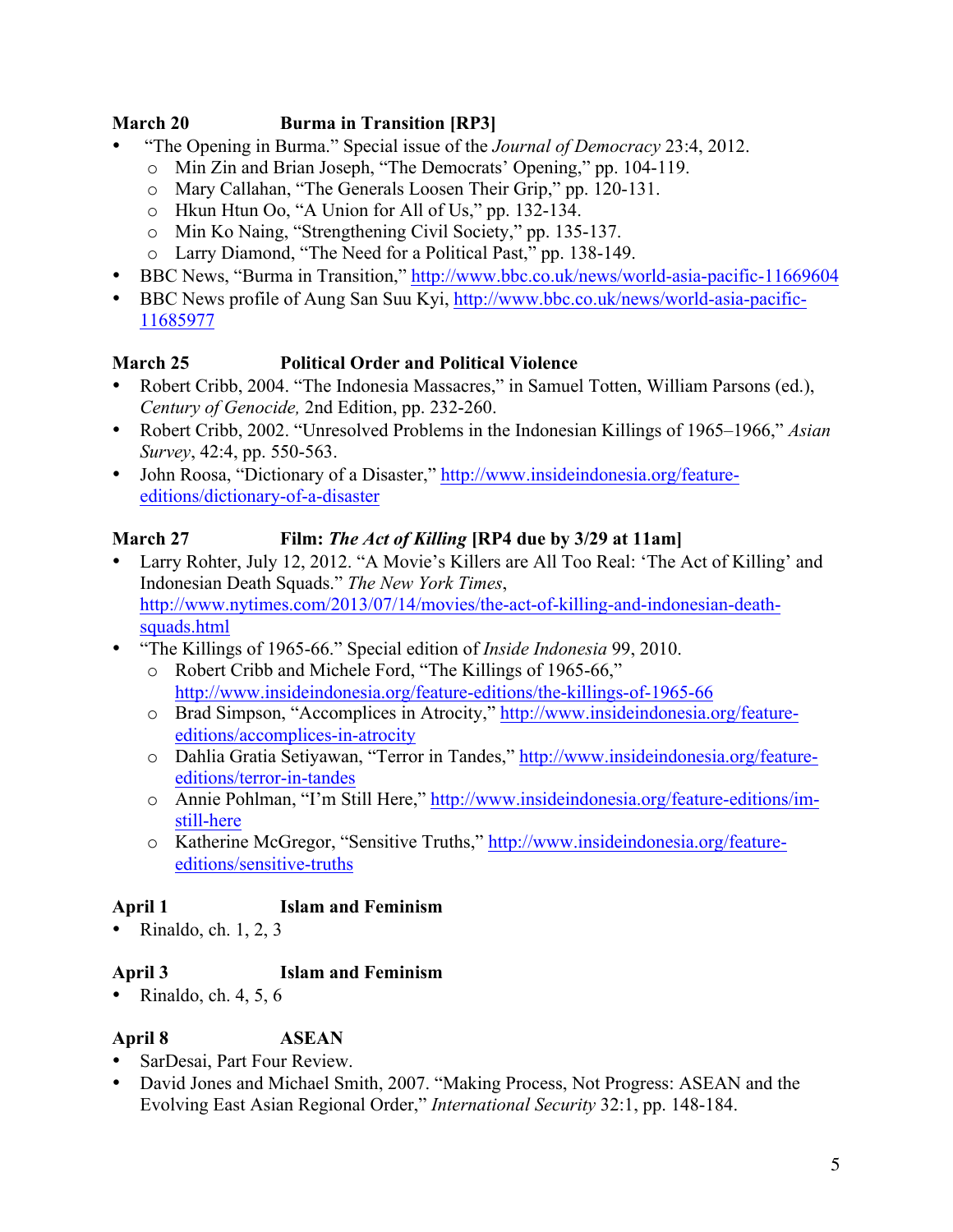**March 20 Burma in Transition [RP3]**

- "The Opening in Burma." Special issue of the *Journal of Democracy* 23:4, 2012.
  - Min Zin and Brian Joseph, "The Democrats' Opening," pp. 104-119.
  - Mary Callahan, "The Generals Loosen Their Grip," pp. 120-131.
  - Hkun Htun Oo, "A Union for All of Us," pp. 132-134.
  - Min Ko Naing, "Strengthening Civil Society," pp. 135-137.
  - Larry Diamond, "The Need for a Political Past," pp. 138-149.
- BBC News, "Burma in Transition," http://www.bbc.co.uk/news/world-asia-pacific-11669604
- BBC News profile of Aung San Suu Kyi, http://www.bbc.co.uk/news/world-asia-pacific-11685977

**March 25 Political Order and Political Violence**

- Robert Cribb, 2004. "The Indonesia Massacres," in Samuel Totten, William Parsons (ed.), *Century of Genocide,* 2nd Edition, pp. 232-260.
- Robert Cribb, 2002. "Unresolved Problems in the Indonesian Killings of 1965–1966," *Asian Survey*, 42:4, pp. 550-563.
- John Roosa, "Dictionary of a Disaster," http://www.insideindonesia.org/feature-editions/dictionary-of-a-disaster

**March 27 Film: *The Act of Killing* [RP4 due by 3/29 at 11am]**

- Larry Rohter, July 12, 2012. "A Movie's Killers are All Too Real: 'The Act of Killing' and Indonesian Death Squads." *The New York Times*, http://www.nytimes.com/2013/07/14/movies/the-act-of-killing-and-indonesian-death-squads.html
- "The Killings of 1965-66." Special edition of *Inside Indonesia* 99, 2010.
  - Robert Cribb and Michele Ford, "The Killings of 1965-66," http://www.insideindonesia.org/feature-editions/the-killings-of-1965-66
  - Brad Simpson, "Accomplices in Atrocity," http://www.insideindonesia.org/feature-editions/accomplices-in-atrocity
  - Dahlia Gratia Setiyawan, "Terror in Tandes," http://www.insideindonesia.org/feature-editions/terror-in-tandes
  - Annie Pohlman, "I'm Still Here," http://www.insideindonesia.org/feature-editions/im-still-here
  - Katherine McGregor, "Sensitive Truths," http://www.insideindonesia.org/feature-editions/sensitive-truths

**April 1 Islam and Feminism**

- Rinaldo, ch. 1, 2, 3

**April 3 Islam and Feminism**

- Rinaldo, ch. 4, 5, 6

**April 8 ASEAN**

- SarDesai, Part Four Review.
- David Jones and Michael Smith, 2007. "Making Process, Not Progress: ASEAN and the Evolving East Asian Regional Order," *International Security* 32:1, pp. 148-184.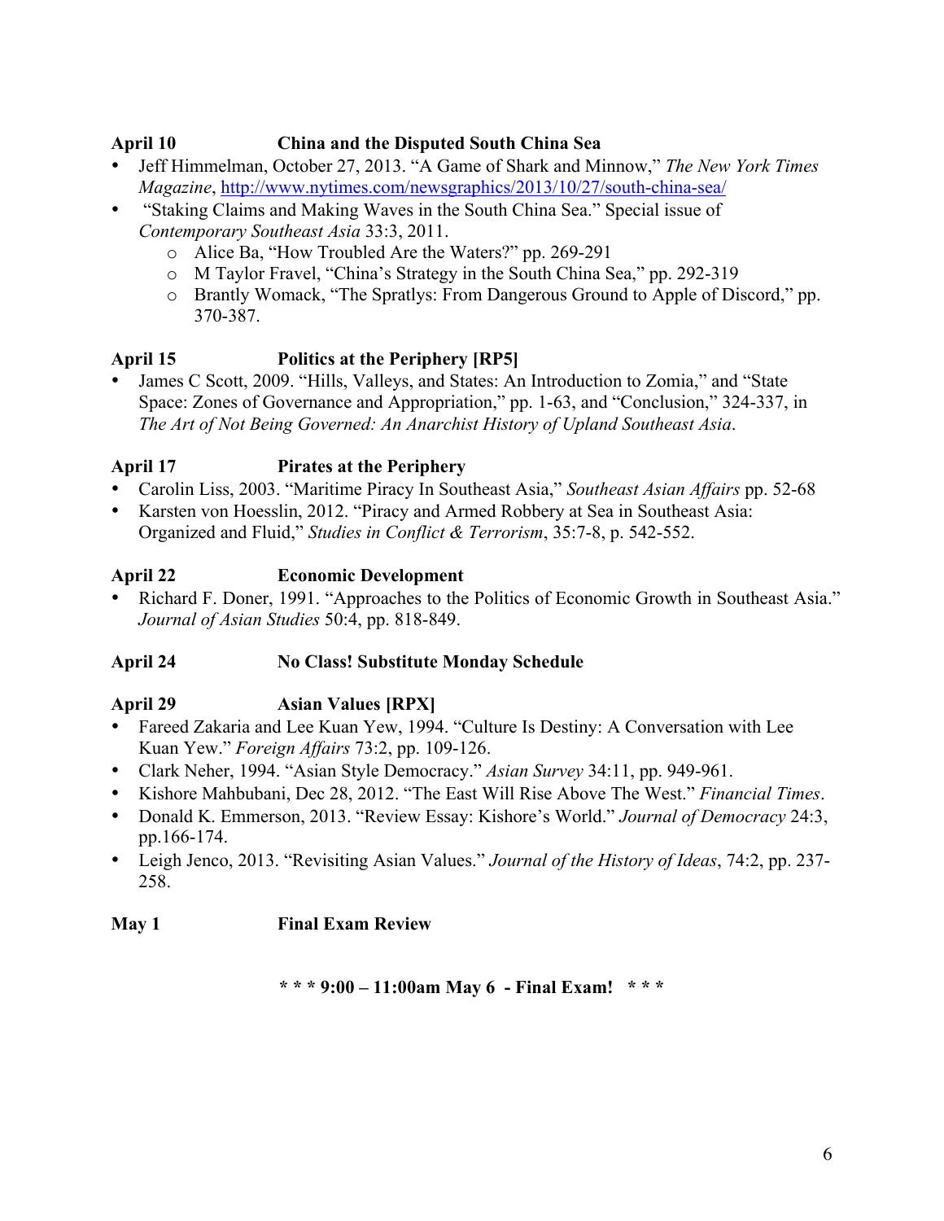**April 10 China and the Disputed South China Sea**

- Jeff Himmelman, October 27, 2013. "A Game of Shark and Minnow," *The New York Times Magazine*, http://www.nytimes.com/newsgraphics/2013/10/27/south-china-sea/
- "Staking Claims and Making Waves in the South China Sea." Special issue of *Contemporary Southeast Asia* 33:3, 2011.
  - Alice Ba, "How Troubled Are the Waters?" pp. 269-291
  - M Taylor Fravel, "China's Strategy in the South China Sea," pp. 292-319
  - Brantly Womack, "The Spratlys: From Dangerous Ground to Apple of Discord," pp. 370-387.

**April 15 Politics at the Periphery [RP5]**

- James C Scott, 2009. "Hills, Valleys, and States: An Introduction to Zomia," and "State Space: Zones of Governance and Appropriation," pp. 1-63, and "Conclusion," 324-337, in *The Art of Not Being Governed: An Anarchist History of Upland Southeast Asia*.

**April 17 Pirates at the Periphery**

- Carolin Liss, 2003. "Maritime Piracy In Southeast Asia," *Southeast Asian Affairs* pp. 52-68
- Karsten von Hoesslin, 2012. "Piracy and Armed Robbery at Sea in Southeast Asia: Organized and Fluid," *Studies in Conflict & Terrorism*, 35:7-8, p. 542-552.

**April 22 Economic Development**

- Richard F. Doner, 1991. "Approaches to the Politics of Economic Growth in Southeast Asia." *Journal of Asian Studies* 50:4, pp. 818-849.

**April 24 No Class! Substitute Monday Schedule**

**April 29 Asian Values [RPX]**

- Fareed Zakaria and Lee Kuan Yew, 1994. "Culture Is Destiny: A Conversation with Lee Kuan Yew." *Foreign Affairs* 73:2, pp. 109-126.
- Clark Neher, 1994. "Asian Style Democracy." *Asian Survey* 34:11, pp. 949-961.
- Kishore Mahbubani, Dec 28, 2012. "The East Will Rise Above The West." *Financial Times*.
- Donald K. Emmerson, 2013. "Review Essay: Kishore's World." *Journal of Democracy* 24:3, pp.166-174.
- Leigh Jenco, 2013. "Revisiting Asian Values." *Journal of the History of Ideas*, 74:2, pp. 237-258.

**May 1 Final Exam Review**

**\* \* \* 9:00 – 11:00am May 6 - Final Exam! \* \* \***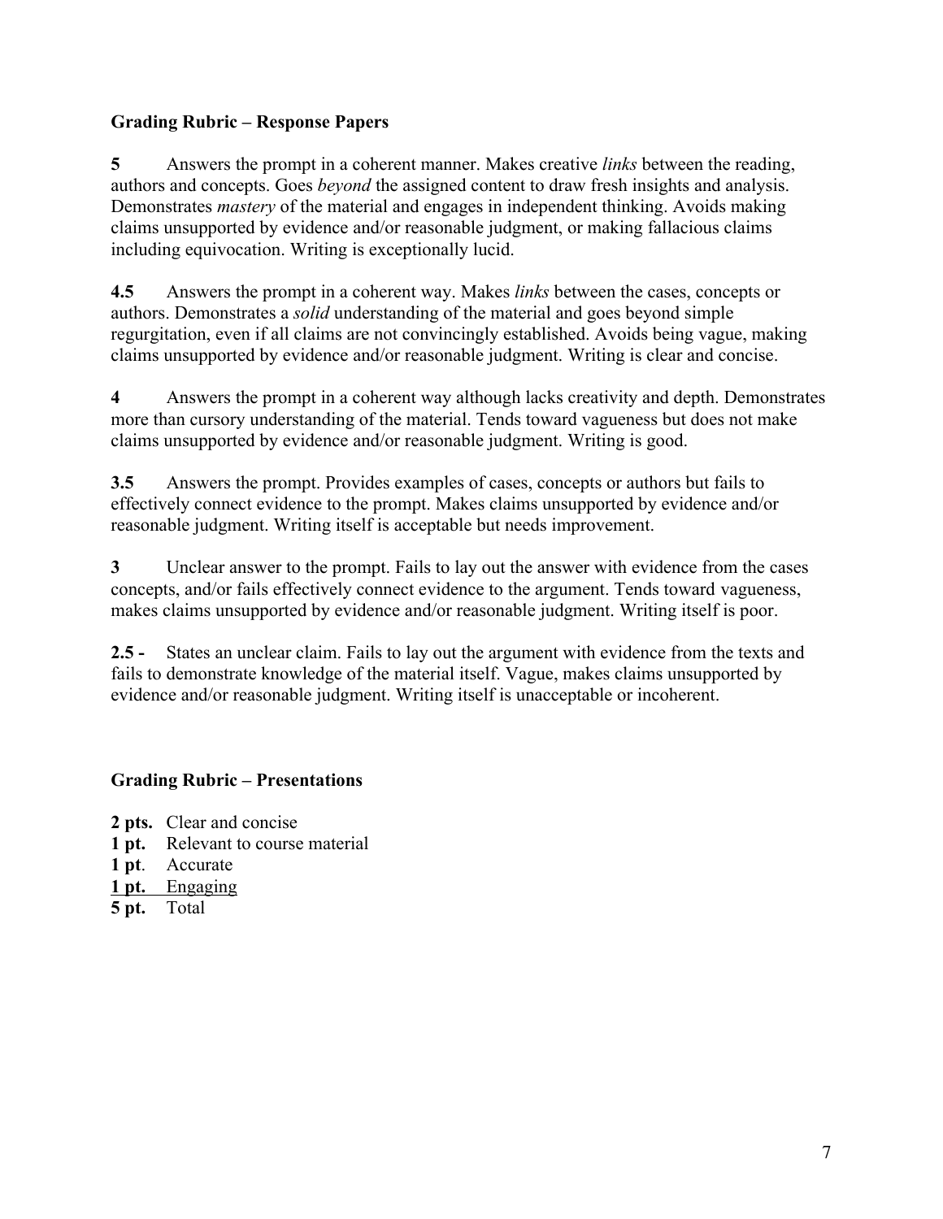**Grading Rubric – Response Papers**

**5** Answers the prompt in a coherent manner. Makes creative *links* between the reading, authors and concepts. Goes *beyond* the assigned content to draw fresh insights and analysis. Demonstrates *mastery* of the material and engages in independent thinking. Avoids making claims unsupported by evidence and/or reasonable judgment, or making fallacious claims including equivocation. Writing is exceptionally lucid.

**4.5** Answers the prompt in a coherent way. Makes *links* between the cases, concepts or authors. Demonstrates a *solid* understanding of the material and goes beyond simple regurgitation, even if all claims are not convincingly established. Avoids being vague, making claims unsupported by evidence and/or reasonable judgment. Writing is clear and concise.

**4** Answers the prompt in a coherent way although lacks creativity and depth. Demonstrates more than cursory understanding of the material. Tends toward vagueness but does not make claims unsupported by evidence and/or reasonable judgment. Writing is good.

**3.5** Answers the prompt. Provides examples of cases, concepts or authors but fails to effectively connect evidence to the prompt. Makes claims unsupported by evidence and/or reasonable judgment. Writing itself is acceptable but needs improvement.

**3** Unclear answer to the prompt. Fails to lay out the answer with evidence from the cases concepts, and/or fails effectively connect evidence to the argument. Tends toward vagueness, makes claims unsupported by evidence and/or reasonable judgment. Writing itself is poor.

**2.5 -** States an unclear claim. Fails to lay out the argument with evidence from the texts and fails to demonstrate knowledge of the material itself. Vague, makes claims unsupported by evidence and/or reasonable judgment. Writing itself is unacceptable or incoherent.

**Grading Rubric – Presentations**

**2 pts.** Clear and concise
**1 pt.** Relevant to course material
**1 pt**. Accurate
**1 pt.** Engaging
**5 pt.** Total